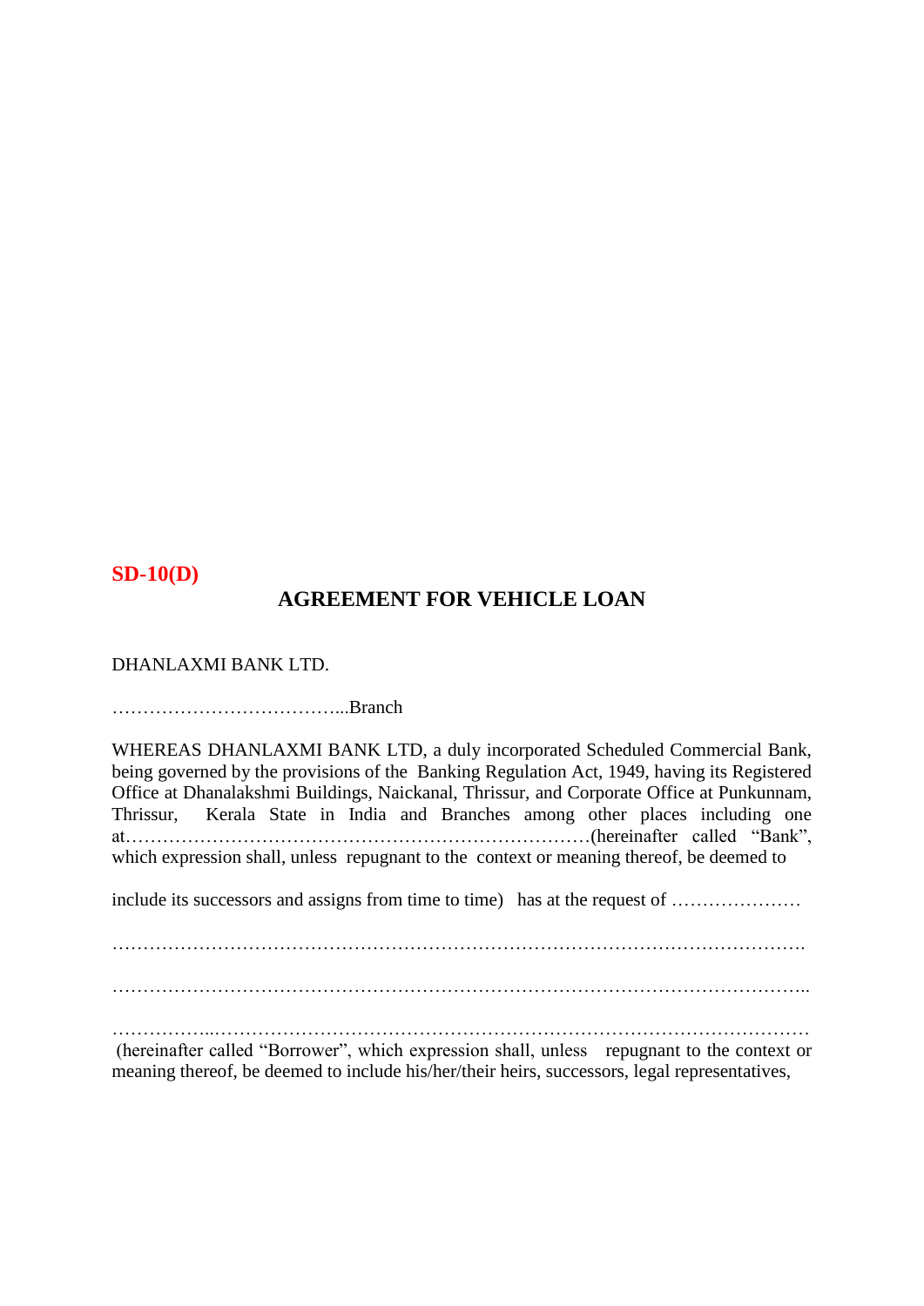**SD-10(D)**

## AGREEMENT FOR VEHICLE LOAN

DHANLAXMI BANK LTD.

………………………………...Branch

WHEREAS DHANLAXMI BANK LTD, a duly incorporated Scheduled Commercial Bank, being governed by the provisions of the Banking Regulation Act, 1949, having its Registered Office at Dhanalakshmi Buildings, Naickanal, Thrissur, and Corporate Office at Punkunnam, Thrissur, Kerala State in India and Branches among other places including one at………………………………………………………………(hereinafter called "Bank", which expression shall, unless repugnant to the context or meaning thereof, be deemed to

include its successors and assigns from time to time) has at the request of …………………

……………………………………………………………………………………………….

………………………………………………………………………………………………..

……………...………………………………………………………………………………
(hereinafter called "Borrower", which expression shall, unless repugnant to the context or meaning thereof, be deemed to include his/her/their heirs, successors, legal representatives,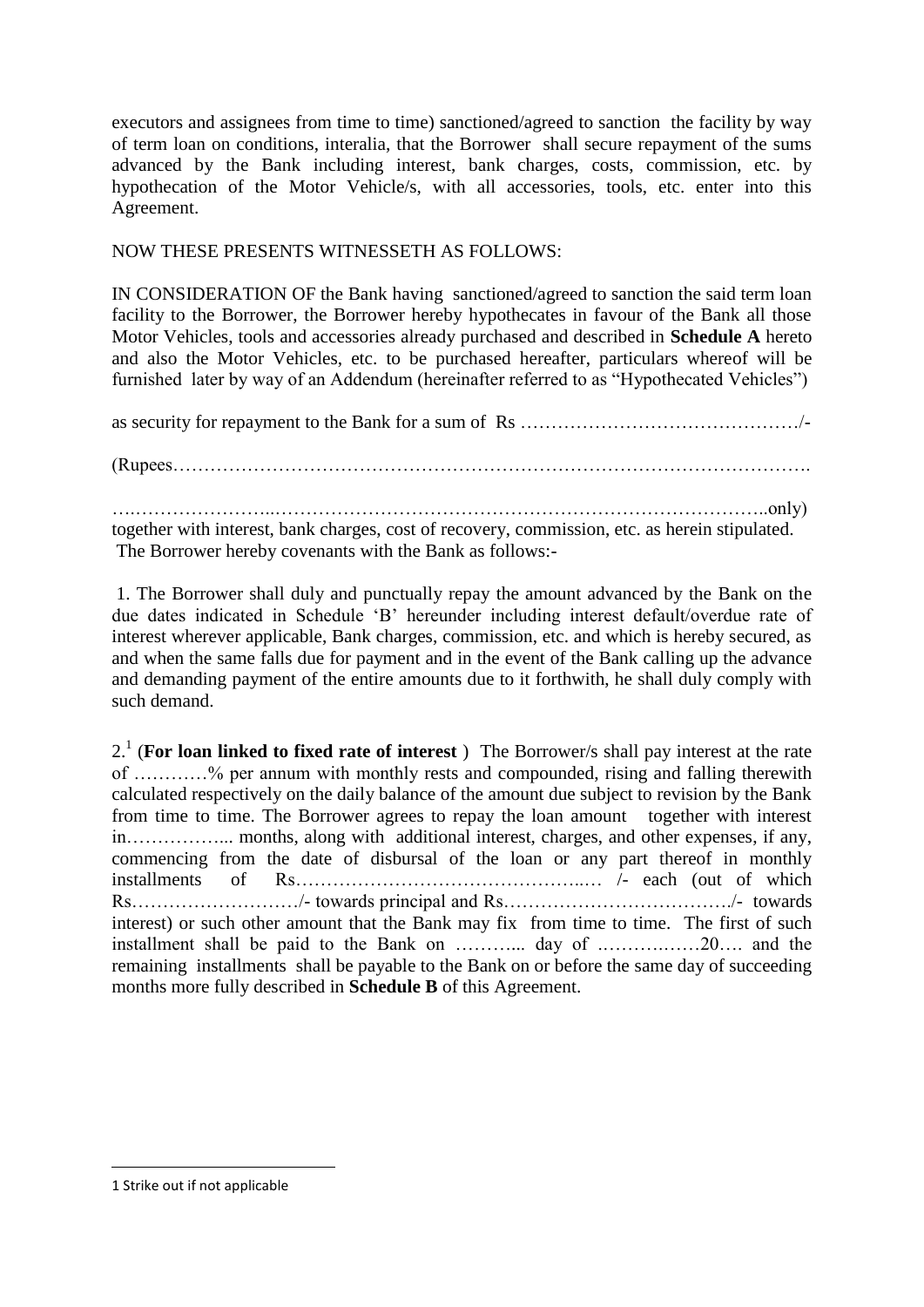executors and assignees from time to time) sanctioned/agreed to sanction the facility by way of term loan on conditions, interalia, that the Borrower shall secure repayment of the sums advanced by the Bank including interest, bank charges, costs, commission, etc. by hypothecation of the Motor Vehicle/s, with all accessories, tools, etc. enter into this Agreement.

NOW THESE PRESENTS WITNESSETH AS FOLLOWS:

IN CONSIDERATION OF the Bank having sanctioned/agreed to sanction the said term loan facility to the Borrower, the Borrower hereby hypothecates in favour of the Bank all those Motor Vehicles, tools and accessories already purchased and described in **Schedule A** hereto and also the Motor Vehicles, etc. to be purchased hereafter, particulars whereof will be furnished later by way of an Addendum (hereinafter referred to as "Hypothecated Vehicles")

as security for repayment to the Bank for a sum of Rs ………………………………………/-

(Rupees……………………………………………………………………………………….

….…………………..……………………………………………………………………..only) together with interest, bank charges, cost of recovery, commission, etc. as herein stipulated. The Borrower hereby covenants with the Bank as follows:-

1. The Borrower shall duly and punctually repay the amount advanced by the Bank on the due dates indicated in Schedule 'B' hereunder including interest default/overdue rate of interest wherever applicable, Bank charges, commission, etc. and which is hereby secured, as and when the same falls due for payment and in the event of the Bank calling up the advance and demanding payment of the entire amounts due to it forthwith, he shall duly comply with such demand.

2.[1] (**For loan linked to fixed rate of interest** ) The Borrower/s shall pay interest at the rate of …………% per annum with monthly rests and compounded, rising and falling therewith calculated respectively on the daily balance of the amount due subject to revision by the Bank from time to time. The Borrower agrees to repay the loan amount together with interest in……………... months, along with additional interest, charges, and other expenses, if any, commencing from the date of disbursal of the loan or any part thereof in monthly installments of Rs……………………………………..… /- each (out of which Rs………………………/- towards principal and Rs………………………………./- towards interest) or such other amount that the Bank may fix from time to time. The first of such installment shall be paid to the Bank on ………... day of .……….……20…. and the remaining installments shall be payable to the Bank on or before the same day of succeeding months more fully described in **Schedule B** of this Agreement.

1 Strike out if not applicable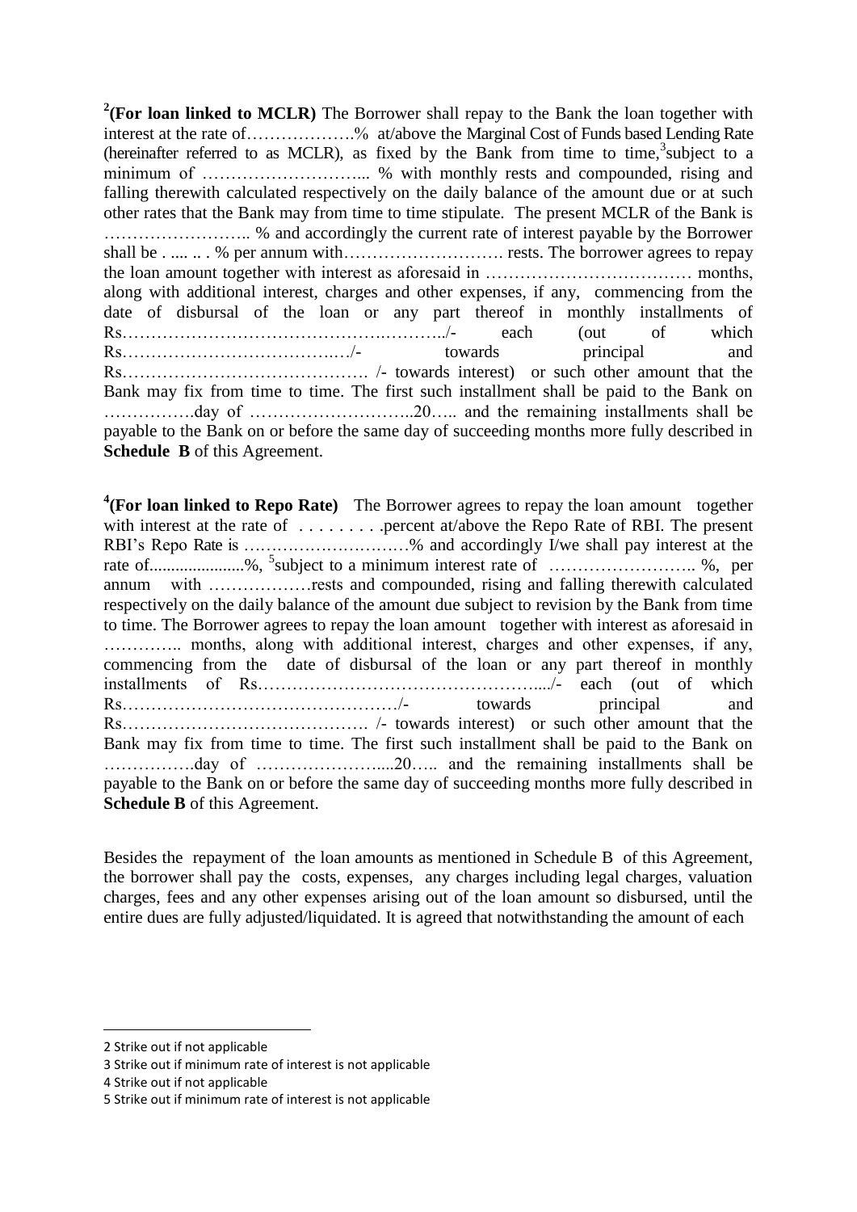[2]**(For loan linked to MCLR)** The Borrower shall repay to the Bank the loan together with interest at the rate of……………….% at/above the Marginal Cost of Funds based Lending Rate (hereinafter referred to as MCLR), as fixed by the Bank from time to time,[3]subject to a minimum of ……………………….. % with monthly rests and compounded, rising and falling therewith calculated respectively on the daily balance of the amount due or at such other rates that the Bank may from time to time stipulate. The present MCLR of the Bank is …………………….. % and accordingly the current rate of interest payable by the Borrower shall be . .... .. . % per annum with………………………. rests. The borrower agrees to repay the loan amount together with interest as aforesaid in ……………………………… months, along with additional interest, charges and other expenses, if any, commencing from the date of disbursal of the loan or any part thereof in monthly installments of Rs………………………………………..……../- each (out of which Rs……………………………….…/- towards principal and Rs……………………………………. /- towards interest) or such other amount that the Bank may fix from time to time. The first such installment shall be paid to the Bank on …………….day of ………………………..20….. and the remaining installments shall be payable to the Bank on or before the same day of succeeding months more fully described in **Schedule B** of this Agreement.

[4]**(For loan linked to Repo Rate)** The Borrower agrees to repay the loan amount together with interest at the rate of . . . . . . . . .percent at/above the Repo Rate of RBI. The present RBI's Repo Rate is …………………….……% and accordingly I/we shall pay interest at the rate of......................%, [5]subject to a minimum interest rate of …………………….. %, per annum with ………………rests and compounded, rising and falling therewith calculated respectively on the daily balance of the amount due subject to revision by the Bank from time to time. The Borrower agrees to repay the loan amount together with interest as aforesaid in ………….. months, along with additional interest, charges and other expenses, if any, commencing from the date of disbursal of the loan or any part thereof in monthly installments of Rs…………………………………………..../- each (out of which Rs…………………………………………/- towards principal and Rs……………………………………. /- towards interest) or such other amount that the Bank may fix from time to time. The first such installment shall be paid to the Bank on …………….day of …………………....20….. and the remaining installments shall be payable to the Bank on or before the same day of succeeding months more fully described in **Schedule B** of this Agreement.

Besides the repayment of the loan amounts as mentioned in Schedule B of this Agreement, the borrower shall pay the costs, expenses, any charges including legal charges, valuation charges, fees and any other expenses arising out of the loan amount so disbursed, until the entire dues are fully adjusted/liquidated. It is agreed that notwithstanding the amount of each

---

2 Strike out if not applicable

3 Strike out if minimum rate of interest is not applicable

4 Strike out if not applicable

5 Strike out if minimum rate of interest is not applicable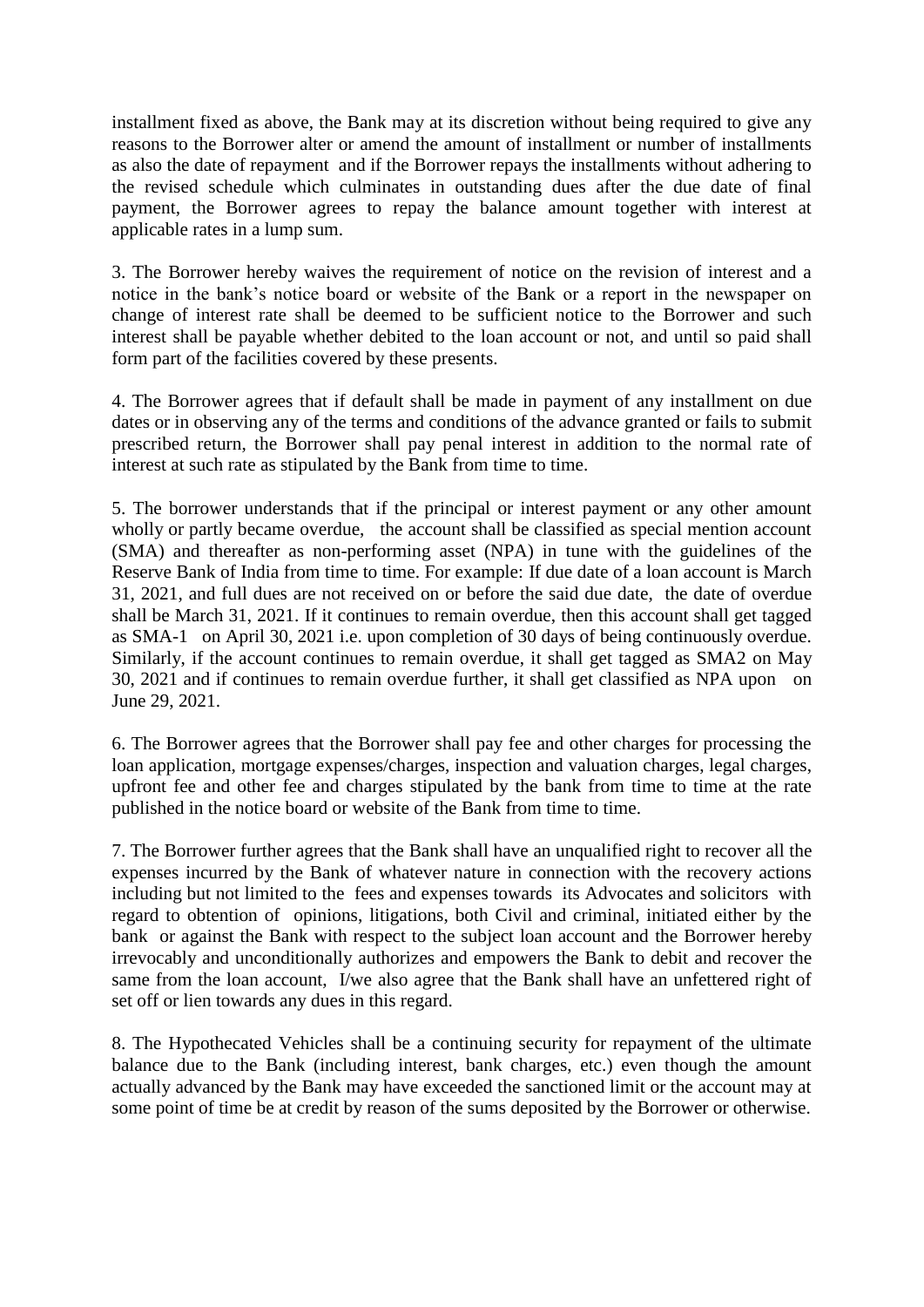installment fixed as above, the Bank may at its discretion without being required to give any reasons to the Borrower alter or amend the amount of installment or number of installments as also the date of repayment and if the Borrower repays the installments without adhering to the revised schedule which culminates in outstanding dues after the due date of final payment, the Borrower agrees to repay the balance amount together with interest at applicable rates in a lump sum.

3. The Borrower hereby waives the requirement of notice on the revision of interest and a notice in the bank's notice board or website of the Bank or a report in the newspaper on change of interest rate shall be deemed to be sufficient notice to the Borrower and such interest shall be payable whether debited to the loan account or not, and until so paid shall form part of the facilities covered by these presents.

4. The Borrower agrees that if default shall be made in payment of any installment on due dates or in observing any of the terms and conditions of the advance granted or fails to submit prescribed return, the Borrower shall pay penal interest in addition to the normal rate of interest at such rate as stipulated by the Bank from time to time.

5. The borrower understands that if the principal or interest payment or any other amount wholly or partly became overdue, the account shall be classified as special mention account (SMA) and thereafter as non-performing asset (NPA) in tune with the guidelines of the Reserve Bank of India from time to time. For example: If due date of a loan account is March 31, 2021, and full dues are not received on or before the said due date, the date of overdue shall be March 31, 2021. If it continues to remain overdue, then this account shall get tagged as SMA-1 on April 30, 2021 i.e. upon completion of 30 days of being continuously overdue. Similarly, if the account continues to remain overdue, it shall get tagged as SMA2 on May 30, 2021 and if continues to remain overdue further, it shall get classified as NPA upon on June 29, 2021.

6. The Borrower agrees that the Borrower shall pay fee and other charges for processing the loan application, mortgage expenses/charges, inspection and valuation charges, legal charges, upfront fee and other fee and charges stipulated by the bank from time to time at the rate published in the notice board or website of the Bank from time to time.

7. The Borrower further agrees that the Bank shall have an unqualified right to recover all the expenses incurred by the Bank of whatever nature in connection with the recovery actions including but not limited to the fees and expenses towards its Advocates and solicitors with regard to obtention of opinions, litigations, both Civil and criminal, initiated either by the bank or against the Bank with respect to the subject loan account and the Borrower hereby irrevocably and unconditionally authorizes and empowers the Bank to debit and recover the same from the loan account, I/we also agree that the Bank shall have an unfettered right of set off or lien towards any dues in this regard.

8. The Hypothecated Vehicles shall be a continuing security for repayment of the ultimate balance due to the Bank (including interest, bank charges, etc.) even though the amount actually advanced by the Bank may have exceeded the sanctioned limit or the account may at some point of time be at credit by reason of the sums deposited by the Borrower or otherwise.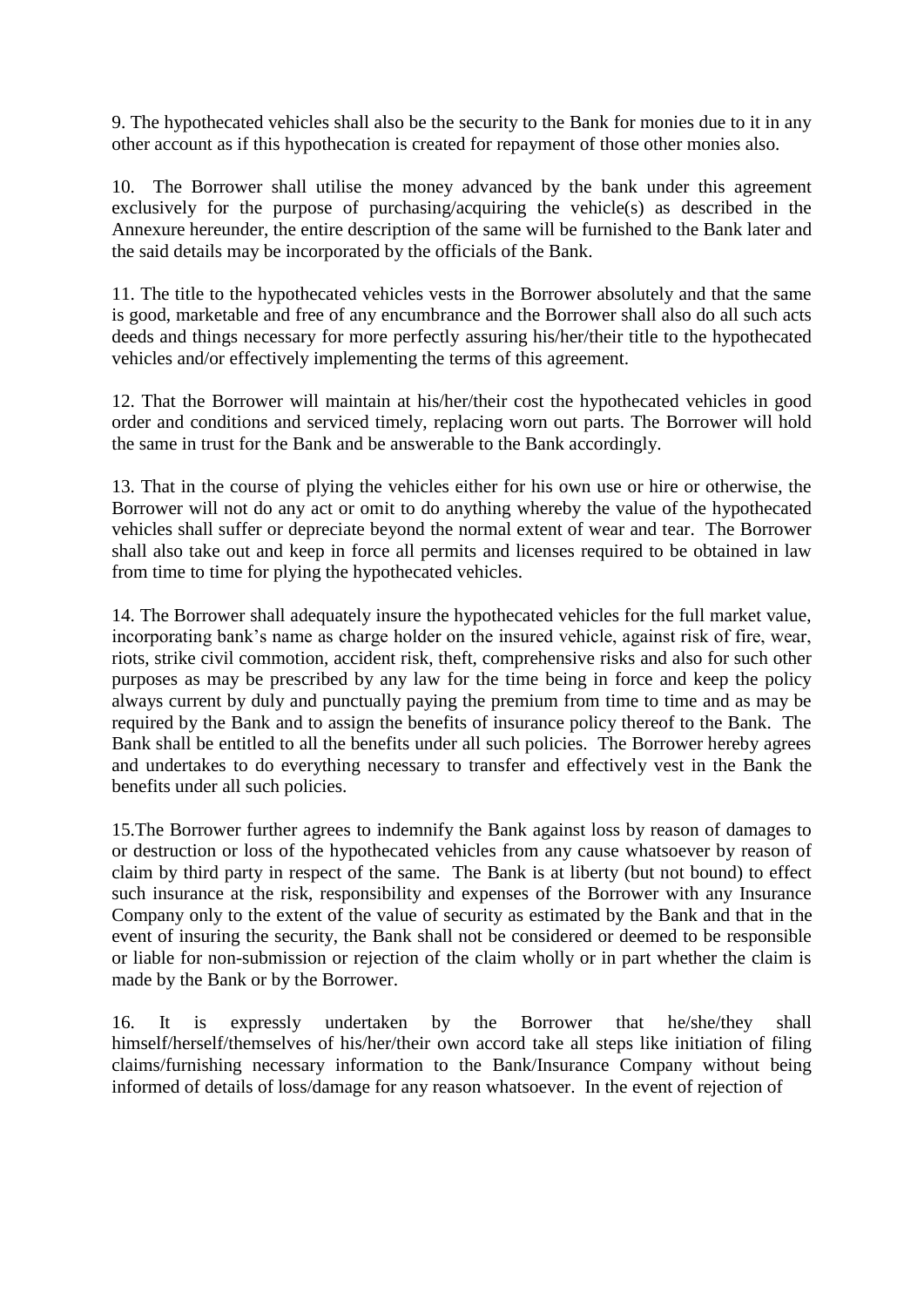9. The hypothecated vehicles shall also be the security to the Bank for monies due to it in any other account as if this hypothecation is created for repayment of those other monies also.

10. The Borrower shall utilise the money advanced by the bank under this agreement exclusively for the purpose of purchasing/acquiring the vehicle(s) as described in the Annexure hereunder, the entire description of the same will be furnished to the Bank later and the said details may be incorporated by the officials of the Bank.

11. The title to the hypothecated vehicles vests in the Borrower absolutely and that the same is good, marketable and free of any encumbrance and the Borrower shall also do all such acts deeds and things necessary for more perfectly assuring his/her/their title to the hypothecated vehicles and/or effectively implementing the terms of this agreement.

12. That the Borrower will maintain at his/her/their cost the hypothecated vehicles in good order and conditions and serviced timely, replacing worn out parts. The Borrower will hold the same in trust for the Bank and be answerable to the Bank accordingly.

13. That in the course of plying the vehicles either for his own use or hire or otherwise, the Borrower will not do any act or omit to do anything whereby the value of the hypothecated vehicles shall suffer or depreciate beyond the normal extent of wear and tear. The Borrower shall also take out and keep in force all permits and licenses required to be obtained in law from time to time for plying the hypothecated vehicles.

14. The Borrower shall adequately insure the hypothecated vehicles for the full market value, incorporating bank's name as charge holder on the insured vehicle, against risk of fire, wear, riots, strike civil commotion, accident risk, theft, comprehensive risks and also for such other purposes as may be prescribed by any law for the time being in force and keep the policy always current by duly and punctually paying the premium from time to time and as may be required by the Bank and to assign the benefits of insurance policy thereof to the Bank. The Bank shall be entitled to all the benefits under all such policies. The Borrower hereby agrees and undertakes to do everything necessary to transfer and effectively vest in the Bank the benefits under all such policies.

15.The Borrower further agrees to indemnify the Bank against loss by reason of damages to or destruction or loss of the hypothecated vehicles from any cause whatsoever by reason of claim by third party in respect of the same. The Bank is at liberty (but not bound) to effect such insurance at the risk, responsibility and expenses of the Borrower with any Insurance Company only to the extent of the value of security as estimated by the Bank and that in the event of insuring the security, the Bank shall not be considered or deemed to be responsible or liable for non-submission or rejection of the claim wholly or in part whether the claim is made by the Bank or by the Borrower.

16. It is expressly undertaken by the Borrower that he/she/they shall himself/herself/themselves of his/her/their own accord take all steps like initiation of filing claims/furnishing necessary information to the Bank/Insurance Company without being informed of details of loss/damage for any reason whatsoever. In the event of rejection of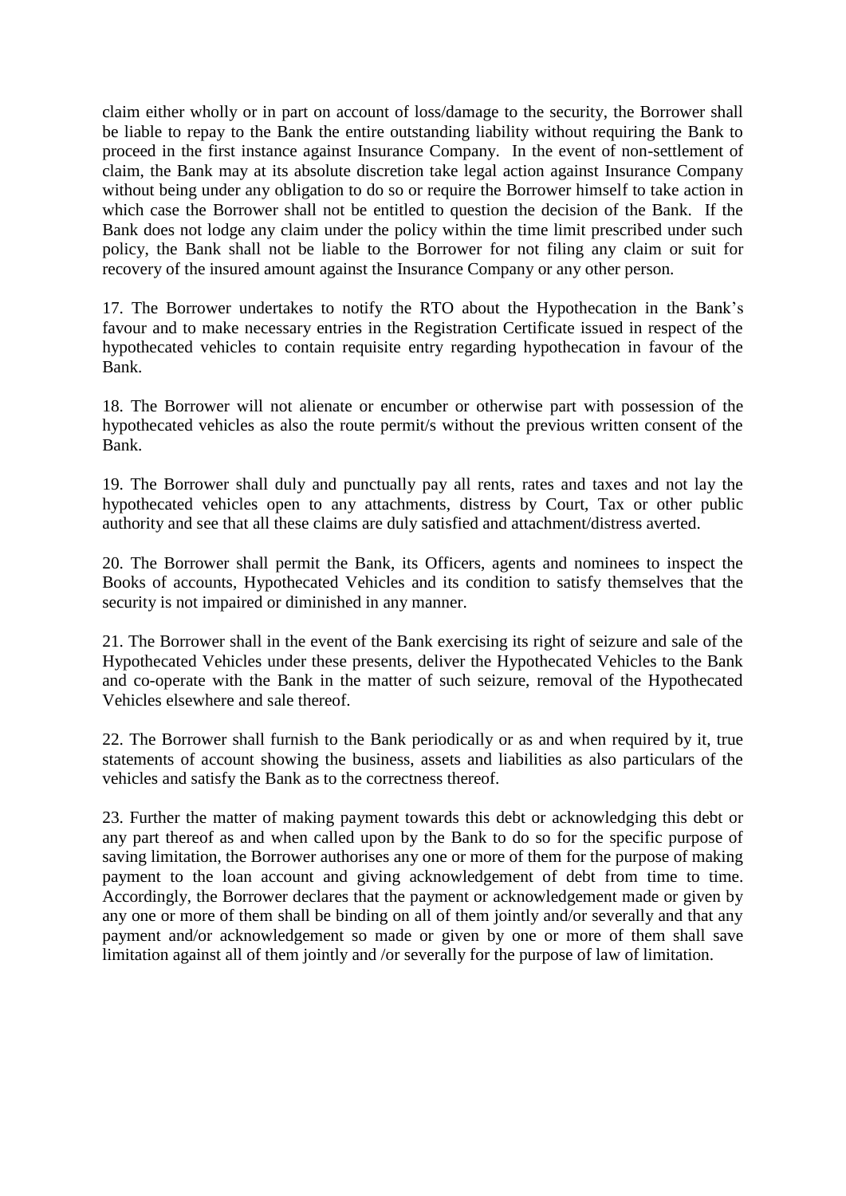claim either wholly or in part on account of loss/damage to the security, the Borrower shall be liable to repay to the Bank the entire outstanding liability without requiring the Bank to proceed in the first instance against Insurance Company. In the event of non-settlement of claim, the Bank may at its absolute discretion take legal action against Insurance Company without being under any obligation to do so or require the Borrower himself to take action in which case the Borrower shall not be entitled to question the decision of the Bank. If the Bank does not lodge any claim under the policy within the time limit prescribed under such policy, the Bank shall not be liable to the Borrower for not filing any claim or suit for recovery of the insured amount against the Insurance Company or any other person.

17. The Borrower undertakes to notify the RTO about the Hypothecation in the Bank's favour and to make necessary entries in the Registration Certificate issued in respect of the hypothecated vehicles to contain requisite entry regarding hypothecation in favour of the Bank.

18. The Borrower will not alienate or encumber or otherwise part with possession of the hypothecated vehicles as also the route permit/s without the previous written consent of the Bank.

19. The Borrower shall duly and punctually pay all rents, rates and taxes and not lay the hypothecated vehicles open to any attachments, distress by Court, Tax or other public authority and see that all these claims are duly satisfied and attachment/distress averted.

20. The Borrower shall permit the Bank, its Officers, agents and nominees to inspect the Books of accounts, Hypothecated Vehicles and its condition to satisfy themselves that the security is not impaired or diminished in any manner.

21. The Borrower shall in the event of the Bank exercising its right of seizure and sale of the Hypothecated Vehicles under these presents, deliver the Hypothecated Vehicles to the Bank and co-operate with the Bank in the matter of such seizure, removal of the Hypothecated Vehicles elsewhere and sale thereof.

22. The Borrower shall furnish to the Bank periodically or as and when required by it, true statements of account showing the business, assets and liabilities as also particulars of the vehicles and satisfy the Bank as to the correctness thereof.

23. Further the matter of making payment towards this debt or acknowledging this debt or any part thereof as and when called upon by the Bank to do so for the specific purpose of saving limitation, the Borrower authorises any one or more of them for the purpose of making payment to the loan account and giving acknowledgement of debt from time to time. Accordingly, the Borrower declares that the payment or acknowledgement made or given by any one or more of them shall be binding on all of them jointly and/or severally and that any payment and/or acknowledgement so made or given by one or more of them shall save limitation against all of them jointly and /or severally for the purpose of law of limitation.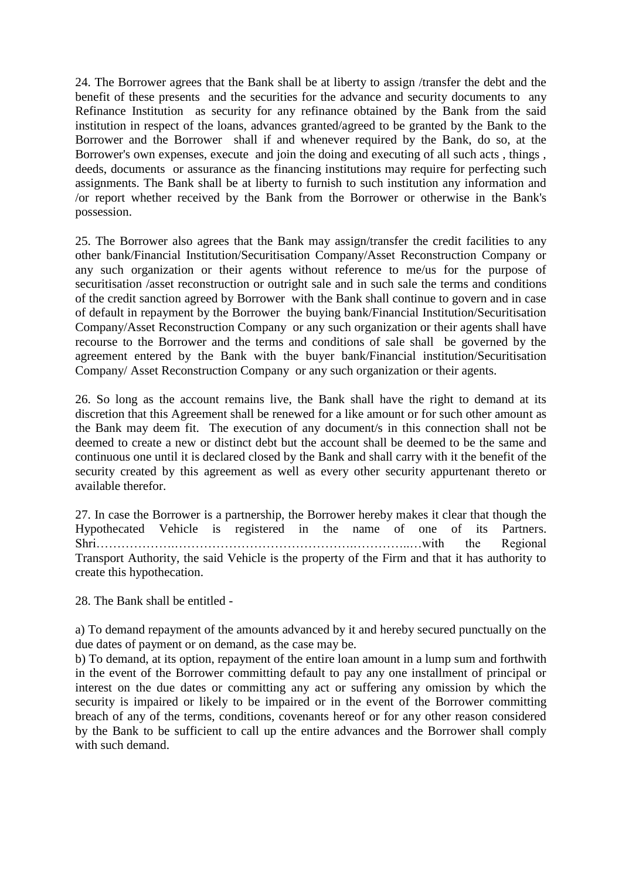24. The Borrower agrees that the Bank shall be at liberty to assign /transfer the debt and the benefit of these presents and the securities for the advance and security documents to any Refinance Institution as security for any refinance obtained by the Bank from the said institution in respect of the loans, advances granted/agreed to be granted by the Bank to the Borrower and the Borrower shall if and whenever required by the Bank, do so, at the Borrower's own expenses, execute and join the doing and executing of all such acts , things , deeds, documents or assurance as the financing institutions may require for perfecting such assignments. The Bank shall be at liberty to furnish to such institution any information and /or report whether received by the Bank from the Borrower or otherwise in the Bank's possession.

25. The Borrower also agrees that the Bank may assign/transfer the credit facilities to any other bank/Financial Institution/Securitisation Company/Asset Reconstruction Company or any such organization or their agents without reference to me/us for the purpose of securitisation /asset reconstruction or outright sale and in such sale the terms and conditions of the credit sanction agreed by Borrower with the Bank shall continue to govern and in case of default in repayment by the Borrower the buying bank/Financial Institution/Securitisation Company/Asset Reconstruction Company or any such organization or their agents shall have recourse to the Borrower and the terms and conditions of sale shall be governed by the agreement entered by the Bank with the buyer bank/Financial institution/Securitisation Company/ Asset Reconstruction Company or any such organization or their agents.

26. So long as the account remains live, the Bank shall have the right to demand at its discretion that this Agreement shall be renewed for a like amount or for such other amount as the Bank may deem fit. The execution of any document/s in this connection shall not be deemed to create a new or distinct debt but the account shall be deemed to be the same and continuous one until it is declared closed by the Bank and shall carry with it the benefit of the security created by this agreement as well as every other security appurtenant thereto or available therefor.

27. In case the Borrower is a partnership, the Borrower hereby makes it clear that though the Hypothecated Vehicle is registered in the name of one of its Partners. Shri……………….……………………………………….…………..…with the Regional Transport Authority, the said Vehicle is the property of the Firm and that it has authority to create this hypothecation.

28. The Bank shall be entitled -

a) To demand repayment of the amounts advanced by it and hereby secured punctually on the due dates of payment or on demand, as the case may be.
b) To demand, at its option, repayment of the entire loan amount in a lump sum and forthwith in the event of the Borrower committing default to pay any one installment of principal or interest on the due dates or committing any act or suffering any omission by which the security is impaired or likely to be impaired or in the event of the Borrower committing breach of any of the terms, conditions, covenants hereof or for any other reason considered by the Bank to be sufficient to call up the entire advances and the Borrower shall comply with such demand.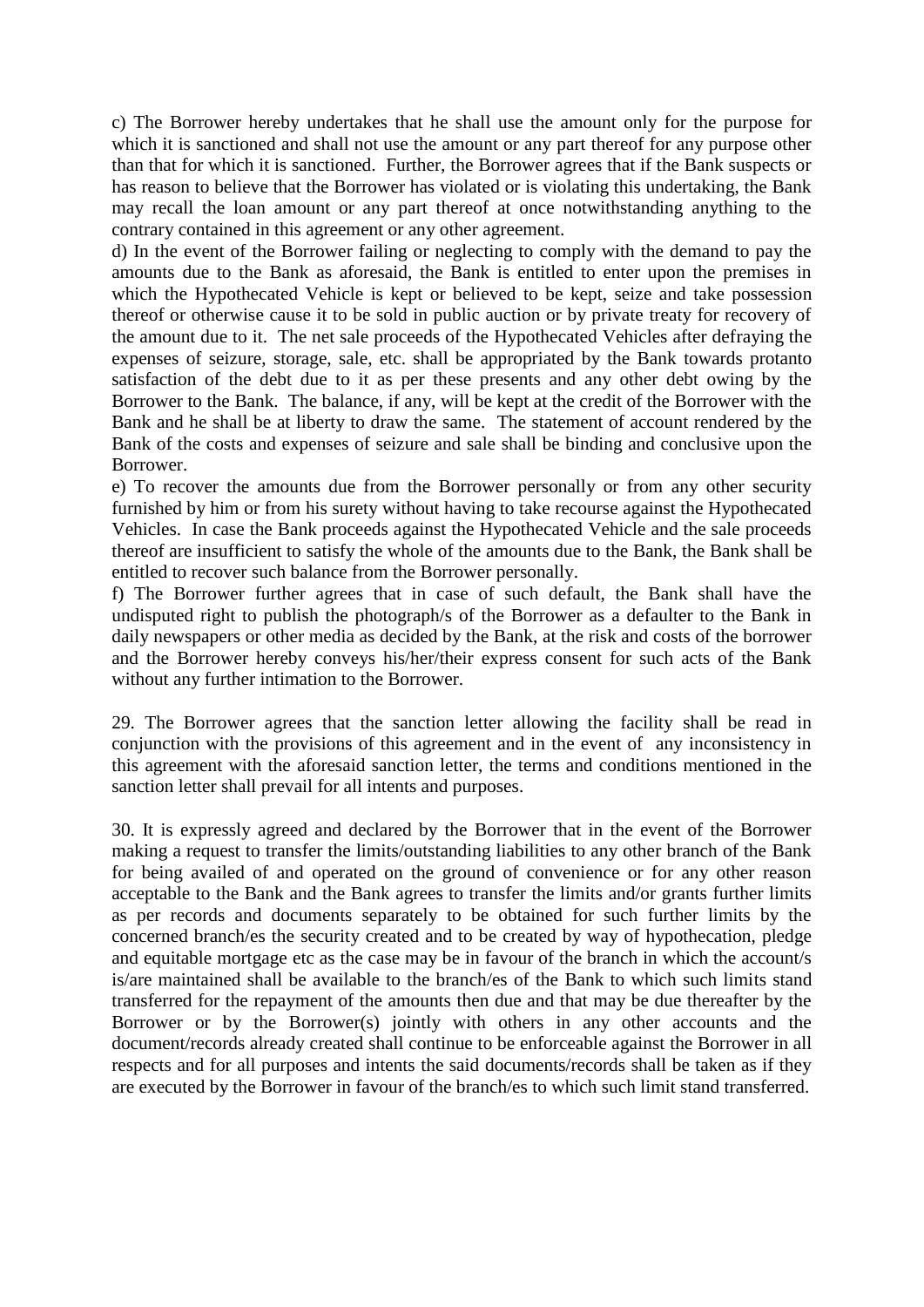c) The Borrower hereby undertakes that he shall use the amount only for the purpose for which it is sanctioned and shall not use the amount or any part thereof for any purpose other than that for which it is sanctioned. Further, the Borrower agrees that if the Bank suspects or has reason to believe that the Borrower has violated or is violating this undertaking, the Bank may recall the loan amount or any part thereof at once notwithstanding anything to the contrary contained in this agreement or any other agreement.

d) In the event of the Borrower failing or neglecting to comply with the demand to pay the amounts due to the Bank as aforesaid, the Bank is entitled to enter upon the premises in which the Hypothecated Vehicle is kept or believed to be kept, seize and take possession thereof or otherwise cause it to be sold in public auction or by private treaty for recovery of the amount due to it. The net sale proceeds of the Hypothecated Vehicles after defraying the expenses of seizure, storage, sale, etc. shall be appropriated by the Bank towards protanto satisfaction of the debt due to it as per these presents and any other debt owing by the Borrower to the Bank. The balance, if any, will be kept at the credit of the Borrower with the Bank and he shall be at liberty to draw the same. The statement of account rendered by the Bank of the costs and expenses of seizure and sale shall be binding and conclusive upon the Borrower.

e) To recover the amounts due from the Borrower personally or from any other security furnished by him or from his surety without having to take recourse against the Hypothecated Vehicles. In case the Bank proceeds against the Hypothecated Vehicle and the sale proceeds thereof are insufficient to satisfy the whole of the amounts due to the Bank, the Bank shall be entitled to recover such balance from the Borrower personally.

f) The Borrower further agrees that in case of such default, the Bank shall have the undisputed right to publish the photograph/s of the Borrower as a defaulter to the Bank in daily newspapers or other media as decided by the Bank, at the risk and costs of the borrower and the Borrower hereby conveys his/her/their express consent for such acts of the Bank without any further intimation to the Borrower.

29. The Borrower agrees that the sanction letter allowing the facility shall be read in conjunction with the provisions of this agreement and in the event of any inconsistency in this agreement with the aforesaid sanction letter, the terms and conditions mentioned in the sanction letter shall prevail for all intents and purposes.

30. It is expressly agreed and declared by the Borrower that in the event of the Borrower making a request to transfer the limits/outstanding liabilities to any other branch of the Bank for being availed of and operated on the ground of convenience or for any other reason acceptable to the Bank and the Bank agrees to transfer the limits and/or grants further limits as per records and documents separately to be obtained for such further limits by the concerned branch/es the security created and to be created by way of hypothecation, pledge and equitable mortgage etc as the case may be in favour of the branch in which the account/s is/are maintained shall be available to the branch/es of the Bank to which such limits stand transferred for the repayment of the amounts then due and that may be due thereafter by the Borrower or by the Borrower(s) jointly with others in any other accounts and the document/records already created shall continue to be enforceable against the Borrower in all respects and for all purposes and intents the said documents/records shall be taken as if they are executed by the Borrower in favour of the branch/es to which such limit stand transferred.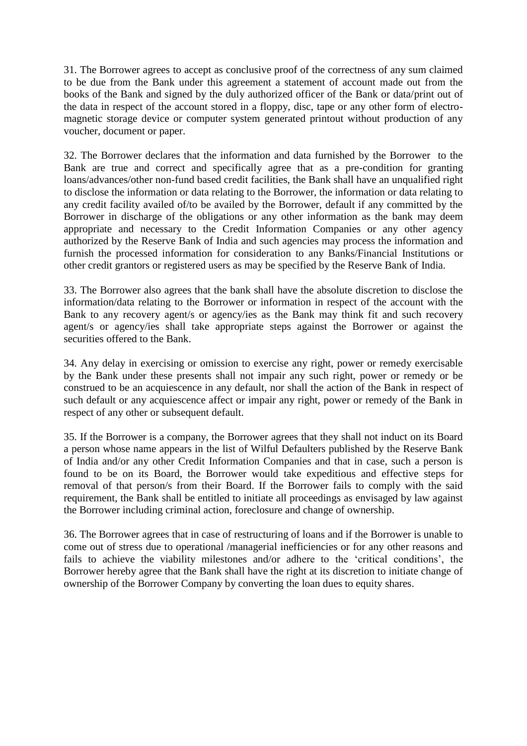31. The Borrower agrees to accept as conclusive proof of the correctness of any sum claimed to be due from the Bank under this agreement a statement of account made out from the books of the Bank and signed by the duly authorized officer of the Bank or data/print out of the data in respect of the account stored in a floppy, disc, tape or any other form of electro-magnetic storage device or computer system generated printout without production of any voucher, document or paper.

32. The Borrower declares that the information and data furnished by the Borrower to the Bank are true and correct and specifically agree that as a pre-condition for granting loans/advances/other non-fund based credit facilities, the Bank shall have an unqualified right to disclose the information or data relating to the Borrower, the information or data relating to any credit facility availed of/to be availed by the Borrower, default if any committed by the Borrower in discharge of the obligations or any other information as the bank may deem appropriate and necessary to the Credit Information Companies or any other agency authorized by the Reserve Bank of India and such agencies may process the information and furnish the processed information for consideration to any Banks/Financial Institutions or other credit grantors or registered users as may be specified by the Reserve Bank of India.

33. The Borrower also agrees that the bank shall have the absolute discretion to disclose the information/data relating to the Borrower or information in respect of the account with the Bank to any recovery agent/s or agency/ies as the Bank may think fit and such recovery agent/s or agency/ies shall take appropriate steps against the Borrower or against the securities offered to the Bank.

34. Any delay in exercising or omission to exercise any right, power or remedy exercisable by the Bank under these presents shall not impair any such right, power or remedy or be construed to be an acquiescence in any default, nor shall the action of the Bank in respect of such default or any acquiescence affect or impair any right, power or remedy of the Bank in respect of any other or subsequent default.

35. If the Borrower is a company, the Borrower agrees that they shall not induct on its Board a person whose name appears in the list of Wilful Defaulters published by the Reserve Bank of India and/or any other Credit Information Companies and that in case, such a person is found to be on its Board, the Borrower would take expeditious and effective steps for removal of that person/s from their Board. If the Borrower fails to comply with the said requirement, the Bank shall be entitled to initiate all proceedings as envisaged by law against the Borrower including criminal action, foreclosure and change of ownership.

36. The Borrower agrees that in case of restructuring of loans and if the Borrower is unable to come out of stress due to operational /managerial inefficiencies or for any other reasons and fails to achieve the viability milestones and/or adhere to the 'critical conditions', the Borrower hereby agree that the Bank shall have the right at its discretion to initiate change of ownership of the Borrower Company by converting the loan dues to equity shares.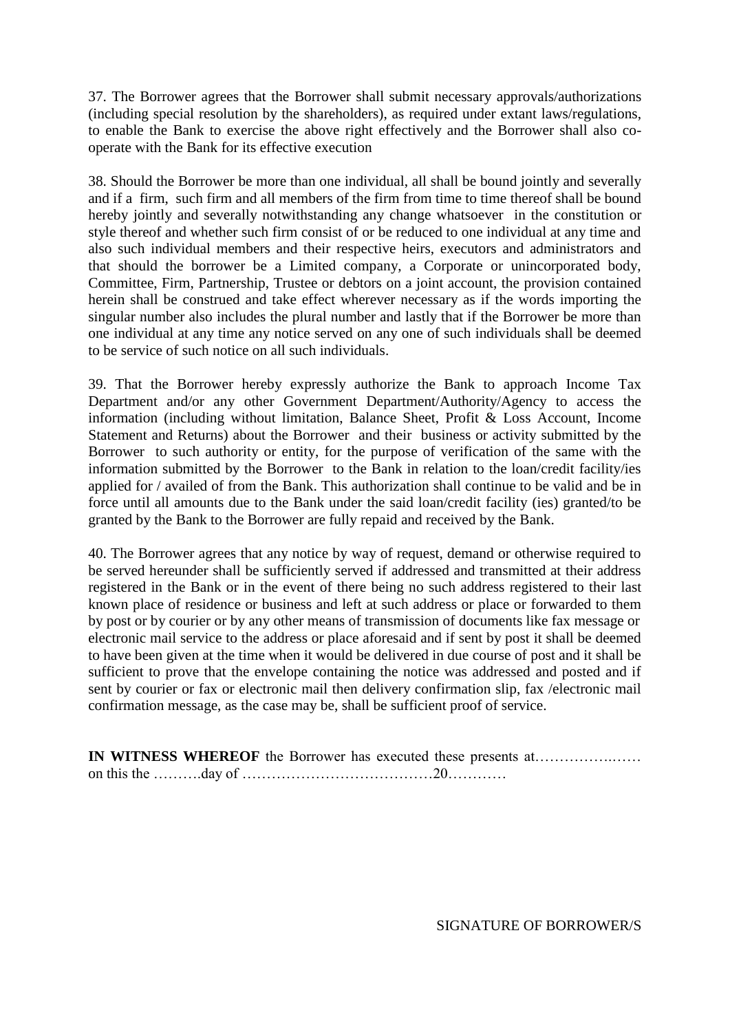37. The Borrower agrees that the Borrower shall submit necessary approvals/authorizations (including special resolution by the shareholders), as required under extant laws/regulations, to enable the Bank to exercise the above right effectively and the Borrower shall also co-operate with the Bank for its effective execution

38. Should the Borrower be more than one individual, all shall be bound jointly and severally and if a firm, such firm and all members of the firm from time to time thereof shall be bound hereby jointly and severally notwithstanding any change whatsoever in the constitution or style thereof and whether such firm consist of or be reduced to one individual at any time and also such individual members and their respective heirs, executors and administrators and that should the borrower be a Limited company, a Corporate or unincorporated body, Committee, Firm, Partnership, Trustee or debtors on a joint account, the provision contained herein shall be construed and take effect wherever necessary as if the words importing the singular number also includes the plural number and lastly that if the Borrower be more than one individual at any time any notice served on any one of such individuals shall be deemed to be service of such notice on all such individuals.

39. That the Borrower hereby expressly authorize the Bank to approach Income Tax Department and/or any other Government Department/Authority/Agency to access the information (including without limitation, Balance Sheet, Profit & Loss Account, Income Statement and Returns) about the Borrower and their business or activity submitted by the Borrower to such authority or entity, for the purpose of verification of the same with the information submitted by the Borrower to the Bank in relation to the loan/credit facility/ies applied for / availed of from the Bank. This authorization shall continue to be valid and be in force until all amounts due to the Bank under the said loan/credit facility (ies) granted/to be granted by the Bank to the Borrower are fully repaid and received by the Bank.

40. The Borrower agrees that any notice by way of request, demand or otherwise required to be served hereunder shall be sufficiently served if addressed and transmitted at their address registered in the Bank or in the event of there being no such address registered to their last known place of residence or business and left at such address or place or forwarded to them by post or by courier or by any other means of transmission of documents like fax message or electronic mail service to the address or place aforesaid and if sent by post it shall be deemed to have been given at the time when it would be delivered in due course of post and it shall be sufficient to prove that the envelope containing the notice was addressed and posted and if sent by courier or fax or electronic mail then delivery confirmation slip, fax /electronic mail confirmation message, as the case may be, shall be sufficient proof of service.

**IN WITNESS WHEREOF** the Borrower has executed these presents at……………..…… on this the ……….day of …………………………………20…………

SIGNATURE OF BORROWER/S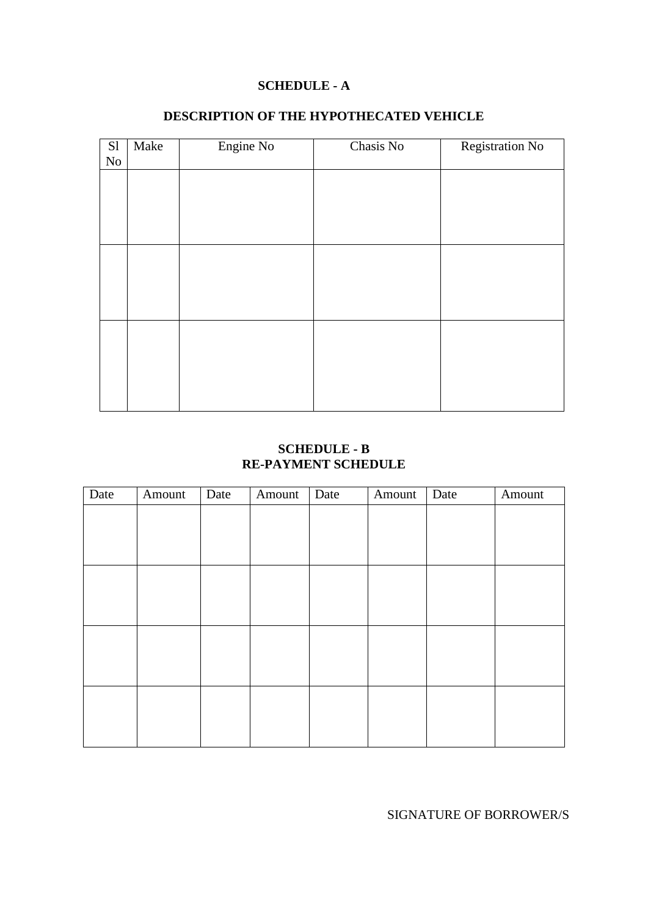## SCHEDULE - A

### DESCRIPTION OF THE HYPOTHECATED VEHICLE

| Sl No | Make | Engine No | Chasis No | Registration No |
|---|---|---|---|---|
| | | | | |
| | | | | |
| | | | | |

## SCHEDULE - B
### RE-PAYMENT SCHEDULE

| Date | Amount | Date | Amount | Date | Amount | Date | Amount |
|---|---|---|---|---|---|---|---|
| | | | | | | | |
| | | | | | | | |
| | | | | | | | |
| | | | | | | | |

SIGNATURE OF BORROWER/S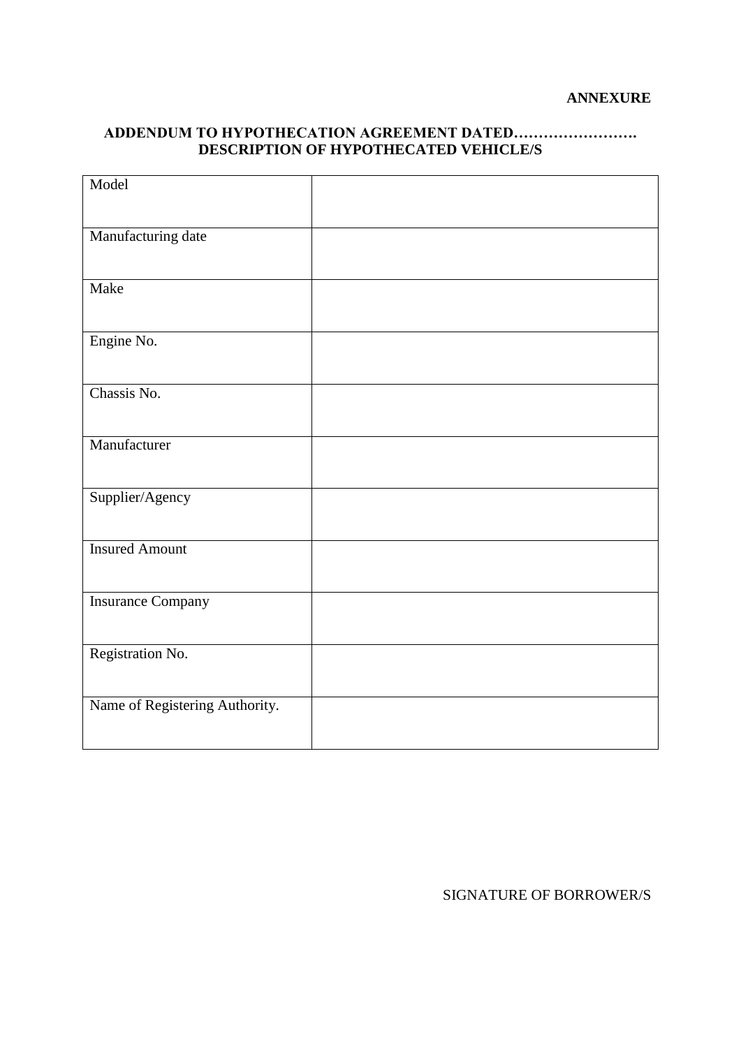**ANNEXURE**

**ADDENDUM TO HYPOTHECATION AGREEMENT DATED…………………….**
**DESCRIPTION OF HYPOTHECATED VEHICLE/S**

| | |
|---|---|
| Model | |
| Manufacturing date | |
| Make | |
| Engine No. | |
| Chassis No. | |
| Manufacturer | |
| Supplier/Agency | |
| Insured Amount | |
| Insurance Company | |
| Registration No. | |
| Name of Registering Authority. | |

SIGNATURE OF BORROWER/S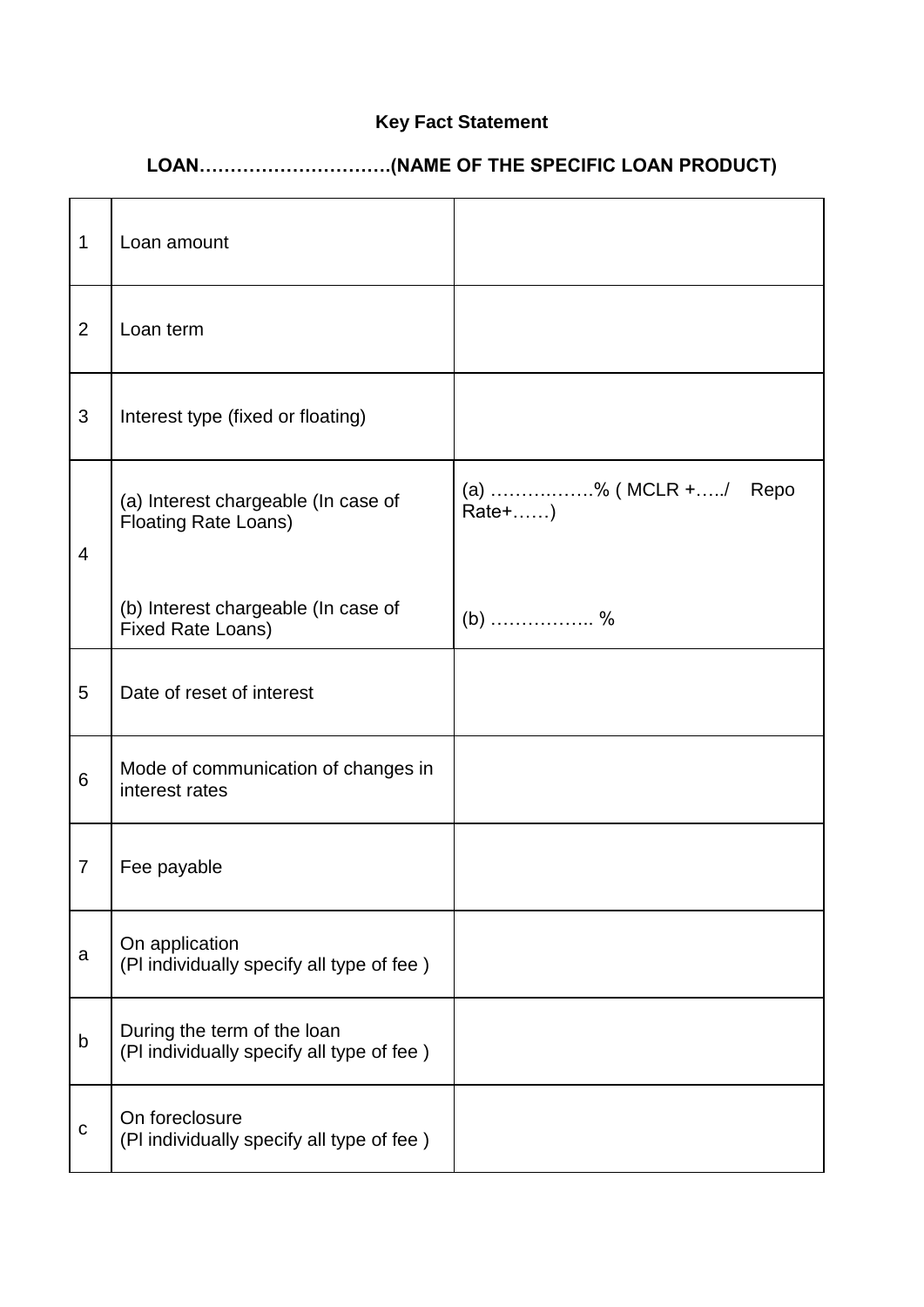**Key Fact Statement**

**LOAN………………………….(NAME OF THE SPECIFIC LOAN PRODUCT)**

| | | |
|---|---|---|
| 1 | Loan amount | |
| 2 | Loan term | |
| 3 | Interest type (fixed or floating) | |
| 4 | (a) Interest chargeable (In case of Floating Rate Loans)<br><br>(b) Interest chargeable (In case of Fixed Rate Loans) | (a) ………..…….% ( MCLR +…../ Repo Rate+……)<br><br>(b) …………….. % |
| 5 | Date of reset of interest | |
| 6 | Mode of communication of changes in interest rates | |
| 7 | Fee payable | |
| a | On application<br>(Pl individually specify all type of fee ) | |
| b | During the term of the loan<br>(Pl individually specify all type of fee ) | |
| c | On foreclosure<br>(Pl individually specify all type of fee ) | |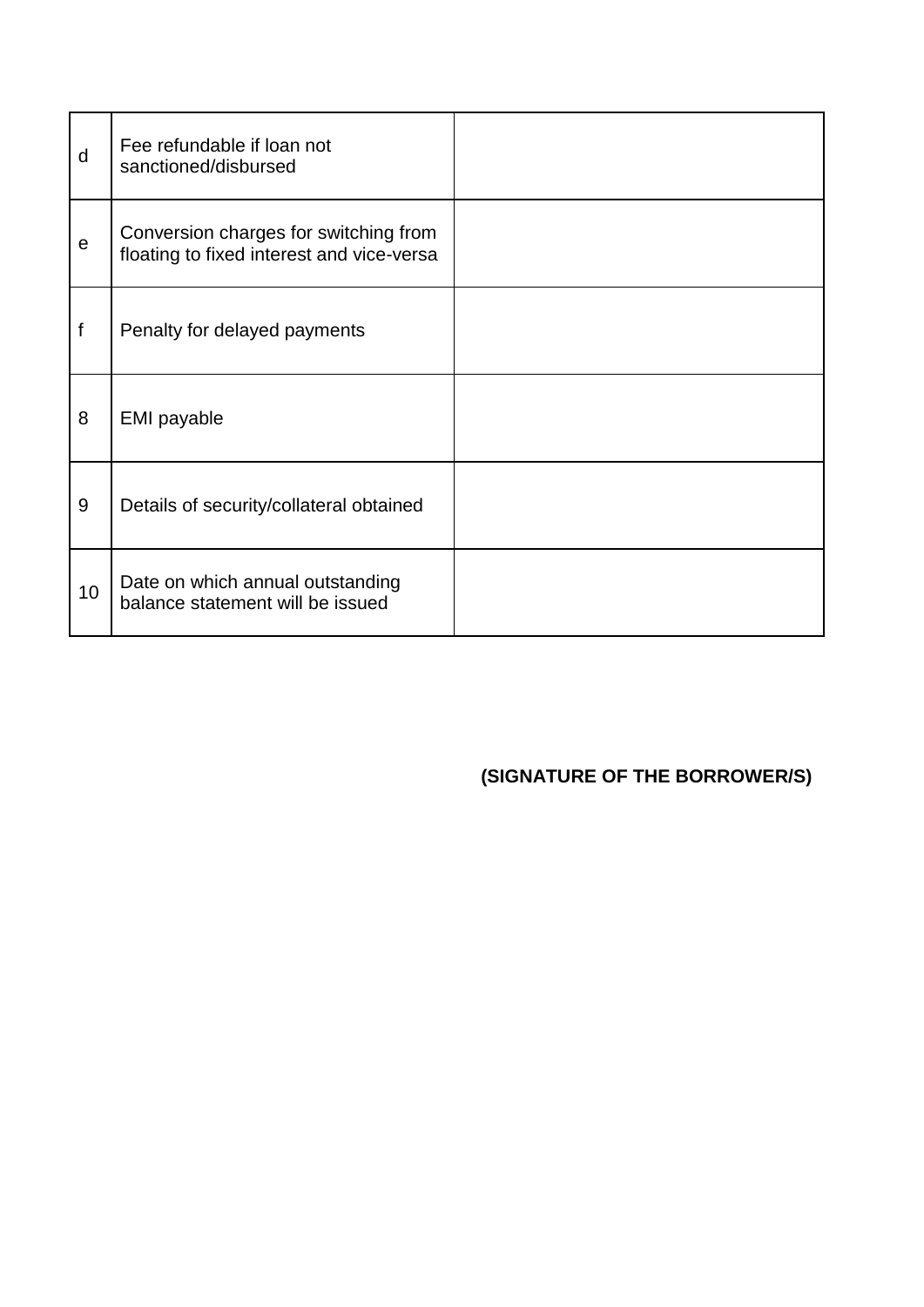| | | |
|---|---|---|
| d | Fee refundable if loan not sanctioned/disbursed | |
| e | Conversion charges for switching from floating to fixed interest and vice-versa | |
| f | Penalty for delayed payments | |
| 8 | EMI payable | |
| 9 | Details of security/collateral obtained | |
| 10 | Date on which annual outstanding balance statement will be issued | |

**(SIGNATURE OF THE BORROWER/S)**